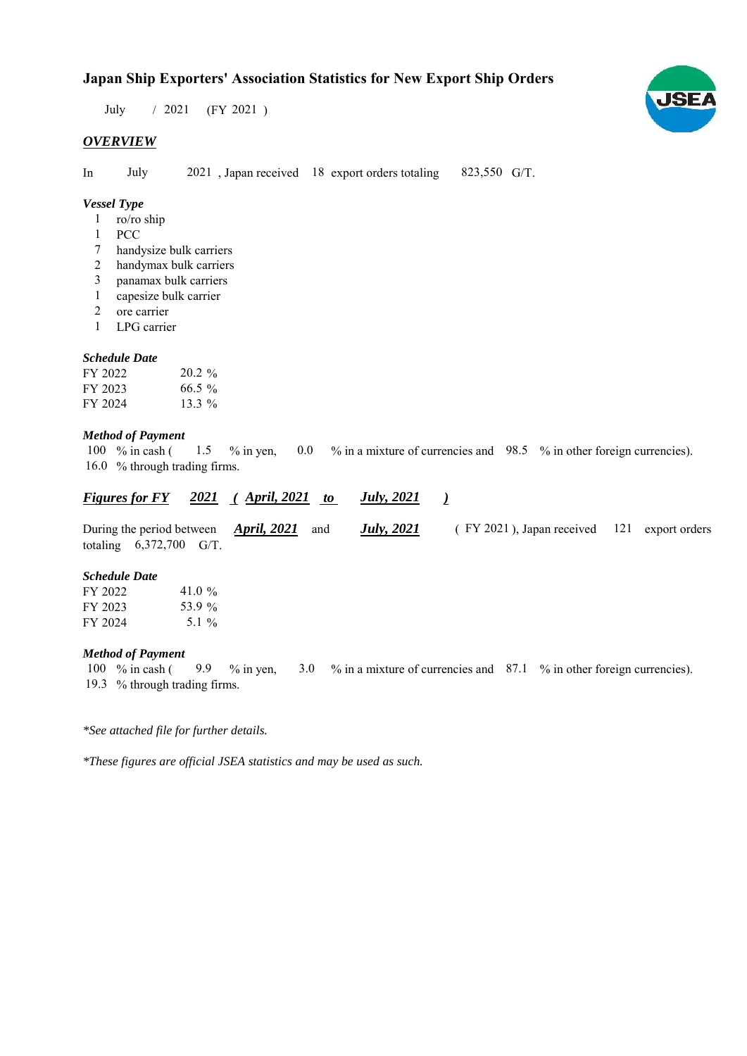# Japan Ship Exporters' Association Statistics for New Export Ship Orders

July / 2021 (FY 2021 )

## *OVERVIEW*

In July 2021 , Japan received 18 export orders totaling 823,550 G/T.

### *Vessel Type*

- 1 ro/ro ship
- 1 PCC
- 7 handysize bulk carriers
- 2 handymax bulk carriers
- 3 panamax bulk carriers
- 1 capesize bulk carrier
- 2 ore carrier
- 1 LPG carrier

### *Schedule Date*

| | |
|---|---|
| FY 2022 | 20.2 % |
| FY 2023 | 66.5 % |
| FY 2024 | 13.3 % |

### *Method of Payment*

100 % in cash ( 1.5 % in yen, 0.0 % in a mixture of currencies and 98.5 % in other foreign currencies).
16.0 % through trading firms.

## ***Figures for FY 2021 ( April, 2021 to July, 2021 )***

During the period between ***April, 2021*** and ***July, 2021*** ( FY 2021 ), Japan received 121 export orders totaling 6,372,700 G/T.

### *Schedule Date*

| | |
|---|---|
| FY 2022 | 41.0 % |
| FY 2023 | 53.9 % |
| FY 2024 | 5.1 % |

### *Method of Payment*

100 % in cash ( 9.9 % in yen, 3.0 % in a mixture of currencies and 87.1 % in other foreign currencies).
19.3 % through trading firms.

*\*See attached file for further details.*

*\*These figures are official JSEA statistics and may be used as such.*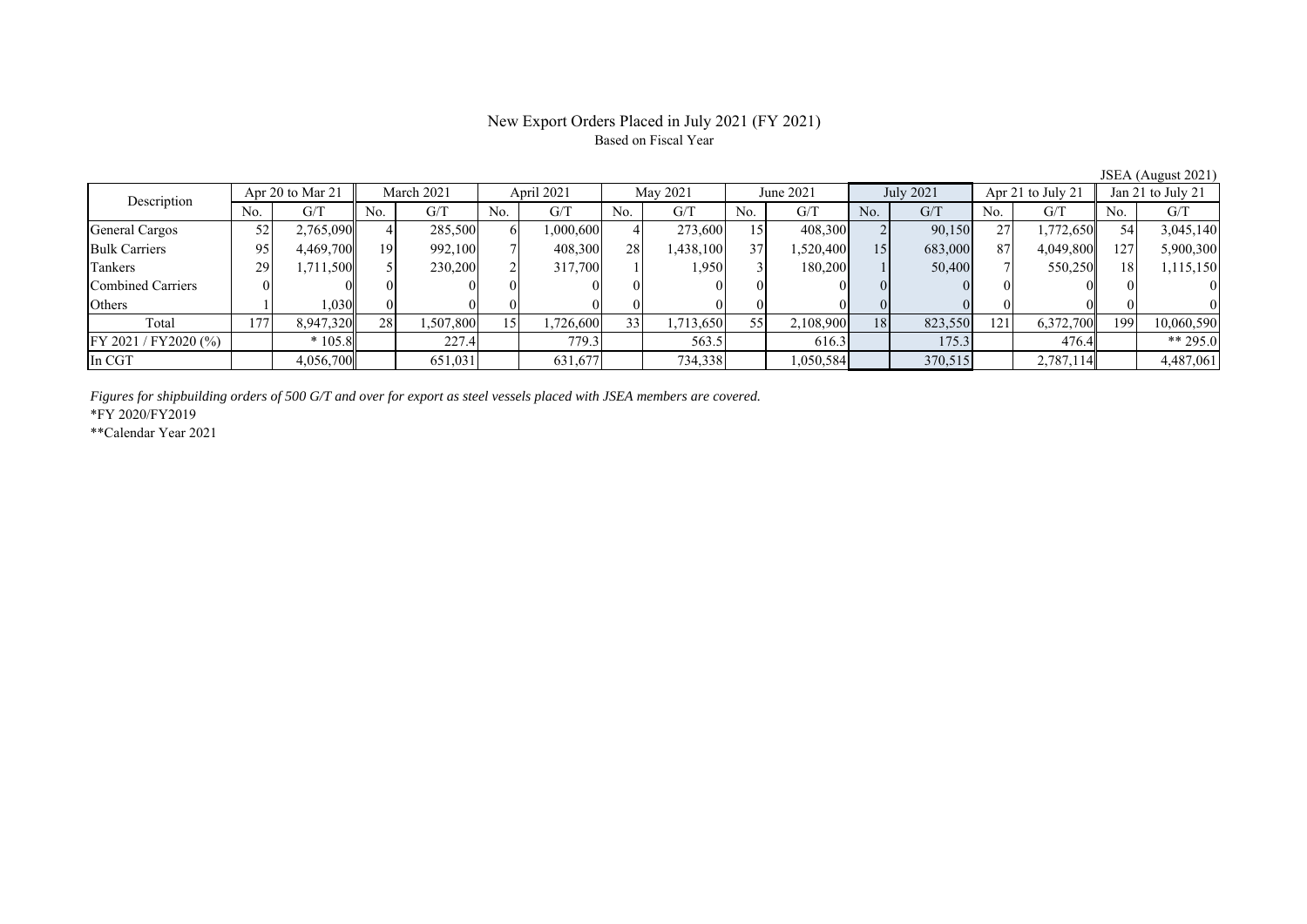# New Export Orders Placed in July 2021 (FY 2021)

Based on Fiscal Year

JSEA (August 2021)

| Description | Apr 20 to Mar 21 | | March 2021 | | April 2021 | | May 2021 | | June 2021 | | July 2021 | | Apr 21 to July 21 | | Jan 21 to July 21 | |
|---|---|---|---|---|---|---|---|---|---|---|---|---|---|---|---|---|
| | No. | G/T | No. | G/T | No. | G/T | No. | G/T | No. | G/T | No. | G/T | No. | G/T | No. | G/T |
| General Cargos | 52 | 2,765,090 | 4 | 285,500 | 6 | 1,000,600 | 4 | 273,600 | 15 | 408,300 | 2 | 90,150 | 27 | 1,772,650 | 54 | 3,045,140 |
| Bulk Carriers | 95 | 4,469,700 | 19 | 992,100 | 7 | 408,300 | 28 | 1,438,100 | 37 | 1,520,400 | 15 | 683,000 | 87 | 4,049,800 | 127 | 5,900,300 |
| Tankers | 29 | 1,711,500 | 5 | 230,200 | 2 | 317,700 | 1 | 1,950 | 3 | 180,200 | 1 | 50,400 | 7 | 550,250 | 18 | 1,115,150 |
| Combined Carriers | 0 | 0 | 0 | 0 | 0 | 0 | 0 | 0 | 0 | 0 | 0 | 0 | 0 | 0 | 0 | 0 |
| Others | 1 | 1,030 | 0 | 0 | 0 | 0 | 0 | 0 | 0 | 0 | 0 | 0 | 0 | 0 | 0 | 0 |
| Total | 177 | 8,947,320 | 28 | 1,507,800 | 15 | 1,726,600 | 33 | 1,713,650 | 55 | 2,108,900 | 18 | 823,550 | 121 | 6,372,700 | 199 | 10,060,590 |
| FY 2021 / FY2020 (%) | | * 105.8 | | 227.4 | | 779.3 | | 563.5 | | 616.3 | | 175.3 | | 476.4 | | ** 295.0 |
| In CGT | | 4,056,700 | | 651,031 | | 631,677 | | 734,338 | | 1,050,584 | | 370,515 | | 2,787,114 | | 4,487,061 |

*Figures for shipbuilding orders of 500 G/T and over for export as steel vessels placed with JSEA members are covered.*

*FY 2020/FY2019

**Calendar Year 2021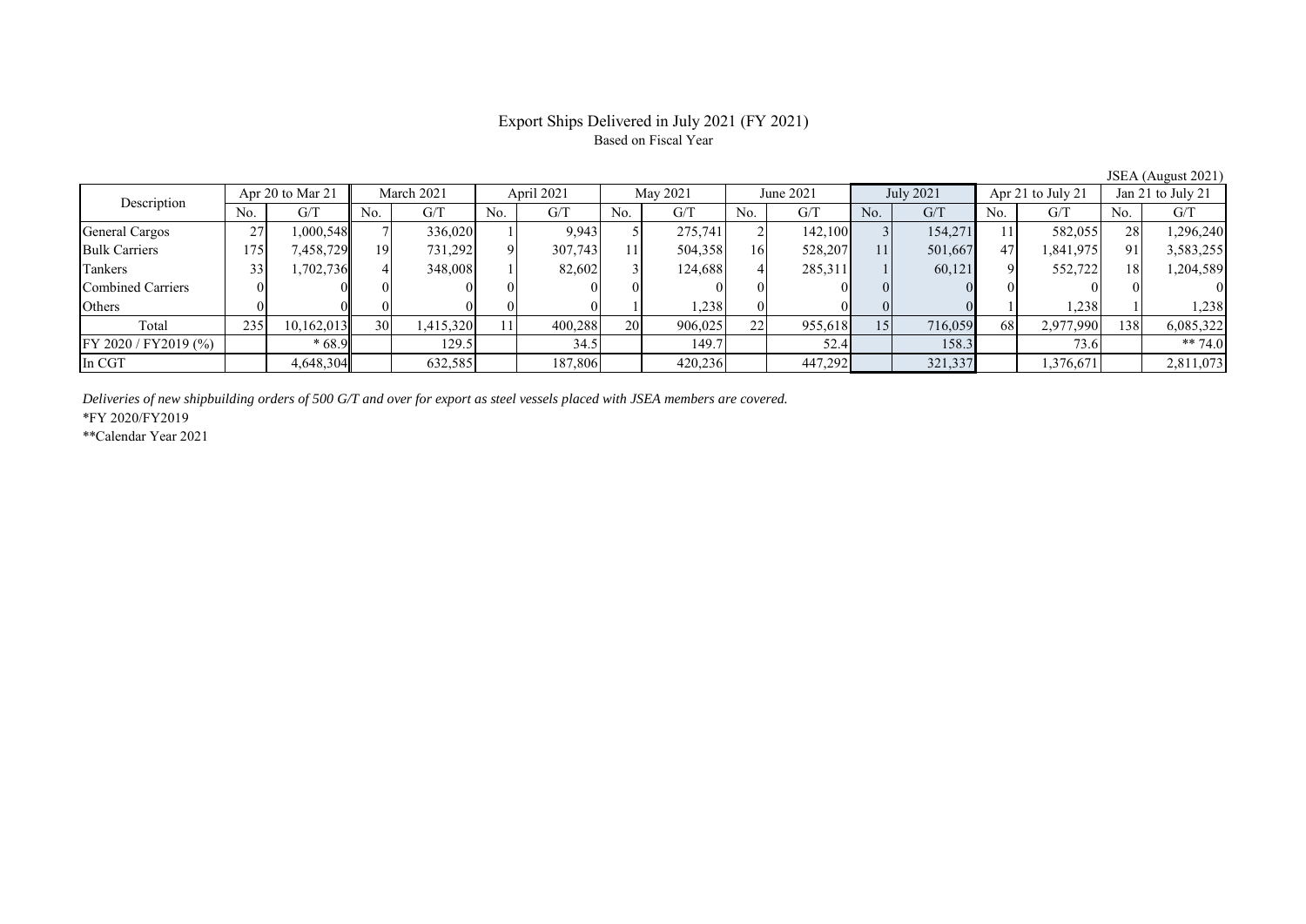# Export Ships Delivered in July 2021 (FY 2021)

Based on Fiscal Year

JSEA (August 2021)

| Description | Apr 20 to Mar 21 | | March 2021 | | April 2021 | | May 2021 | | June 2021 | | July 2021 | | Apr 21 to July 21 | | Jan 21 to July 21 | |
|---|---|---|---|---|---|---|---|---|---|---|---|---|---|---|---|---|
| | No. | G/T | No. | G/T | No. | G/T | No. | G/T | No. | G/T | No. | G/T | No. | G/T | No. | G/T |
| General Cargos | 27 | 1,000,548 | 7 | 336,020 | 1 | 9,943 | 5 | 275,741 | 2 | 142,100 | 3 | 154,271 | 11 | 582,055 | 28 | 1,296,240 |
| Bulk Carriers | 175 | 7,458,729 | 19 | 731,292 | 9 | 307,743 | 11 | 504,358 | 16 | 528,207 | 11 | 501,667 | 47 | 1,841,975 | 91 | 3,583,255 |
| Tankers | 33 | 1,702,736 | 4 | 348,008 | 1 | 82,602 | 3 | 124,688 | 4 | 285,311 | 1 | 60,121 | 9 | 552,722 | 18 | 1,204,589 |
| Combined Carriers | 0 | 0 | 0 | 0 | 0 | 0 | 0 | 0 | 0 | 0 | 0 | 0 | 0 | 0 | 0 | 0 |
| Others | 0 | 0 | 0 | 0 | 0 | 0 | 1 | 1,238 | 0 | 0 | 0 | 0 | 1 | 1,238 | 1 | 1,238 |
| Total | 235 | 10,162,013 | 30 | 1,415,320 | 11 | 400,288 | 20 | 906,025 | 22 | 955,618 | 15 | 716,059 | 68 | 2,977,990 | 138 | 6,085,322 |
| FY 2020 / FY2019 (%) | | * 68.9 | | 129.5 | | 34.5 | | 149.7 | | 52.4 | | 158.3 | | 73.6 | | ** 74.0 |
| In CGT | | 4,648,304 | | 632,585 | | 187,806 | | 420,236 | | 447,292 | | 321,337 | | 1,376,671 | | 2,811,073 |

*Deliveries of new shipbuilding orders of 500 G/T and over for export as steel vessels placed with JSEA members are covered.*

*FY 2020/FY2019

**Calendar Year 2021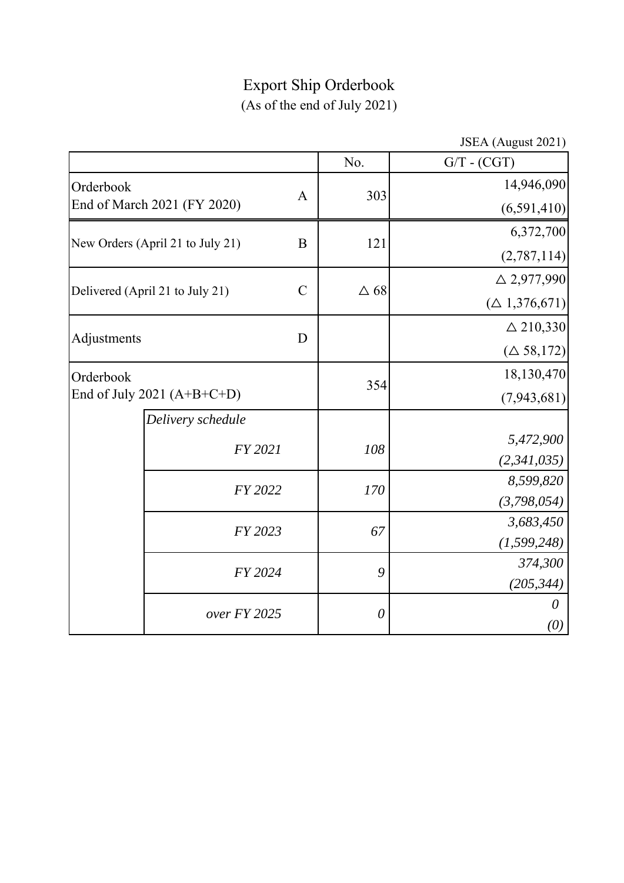# Export Ship Orderbook

(As of the end of July 2021)

JSEA (August 2021)

| | | | No. | G/T - (CGT) |
|---|---|---|---|---|
| Orderbook<br>End of March 2021 (FY 2020) | | A | 303 | 14,946,090<br>(6,591,410) |
| New Orders (April 21 to July 21) | | B | 121 | 6,372,700<br>(2,787,114) |
| Delivered (April 21 to July 21) | | C | △ 68 | △ 2,977,990<br>(△ 1,376,671) |
| Adjustments | | D | | △ 210,330<br>(△ 58,172) |
| Orderbook<br>End of July 2021 (A+B+C+D) | | | 354 | 18,130,470<br>(7,943,681) |
| | *Delivery schedule* | | | |
| | *FY 2021* | | *108* | *5,472,900*<br>*(2,341,035)* |
| | *FY 2022* | | *170* | *8,599,820*<br>*(3,798,054)* |
| | *FY 2023* | | *67* | *3,683,450*<br>*(1,599,248)* |
| | *FY 2024* | | *9* | *374,300*<br>*(205,344)* |
| | *over FY 2025* | | *0* | *0*<br>*(0)* |